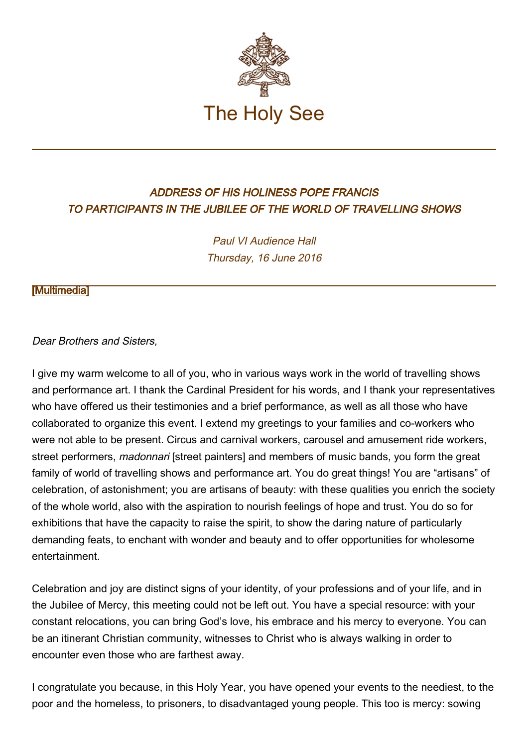# The Holy See

## ADDRESS OF HIS HOLINESS POPE FRANCIS TO PARTICIPANTS IN THE JUBILEE OF THE WORLD OF TRAVELLING SHOWS

*Paul VI Audience Hall*
*Thursday, 16 June 2016*

[Multimedia]

---

*Dear Brothers and Sisters,*

I give my warm welcome to all of you, who in various ways work in the world of travelling shows and performance art. I thank the Cardinal President for his words, and I thank your representatives who have offered us their testimonies and a brief performance, as well as all those who have collaborated to organize this event. I extend my greetings to your families and co-workers who were not able to be present. Circus and carnival workers, carousel and amusement ride workers, street performers, *madonnari* [street painters] and members of music bands, you form the great family of world of travelling shows and performance art. You do great things! You are "artisans" of celebration, of astonishment; you are artisans of beauty: with these qualities you enrich the society of the whole world, also with the aspiration to nourish feelings of hope and trust. You do so for exhibitions that have the capacity to raise the spirit, to show the daring nature of particularly demanding feats, to enchant with wonder and beauty and to offer opportunities for wholesome entertainment.

Celebration and joy are distinct signs of your identity, of your professions and of your life, and in the Jubilee of Mercy, this meeting could not be left out. You have a special resource: with your constant relocations, you can bring God's love, his embrace and his mercy to everyone. You can be an itinerant Christian community, witnesses to Christ who is always walking in order to encounter even those who are farthest away.

I congratulate you because, in this Holy Year, you have opened your events to the neediest, to the poor and the homeless, to prisoners, to disadvantaged young people. This too is mercy: sowing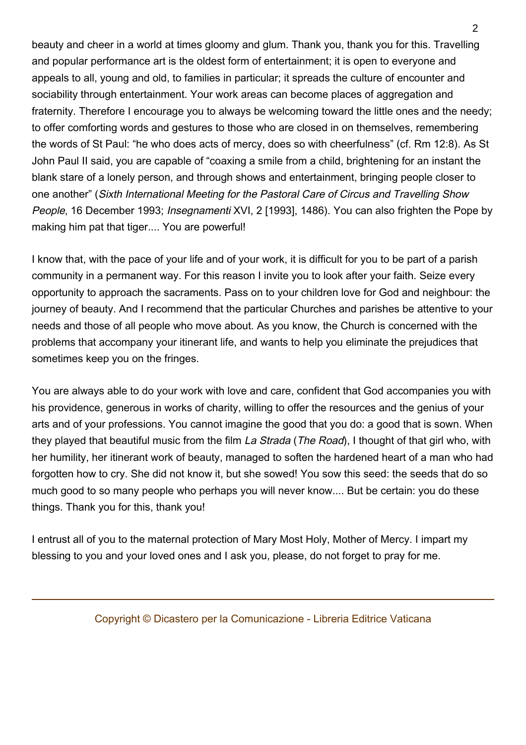beauty and cheer in a world at times gloomy and glum. Thank you, thank you for this. Travelling and popular performance art is the oldest form of entertainment; it is open to everyone and appeals to all, young and old, to families in particular; it spreads the culture of encounter and sociability through entertainment. Your work areas can become places of aggregation and fraternity. Therefore I encourage you to always be welcoming toward the little ones and the needy; to offer comforting words and gestures to those who are closed in on themselves, remembering the words of St Paul: "he who does acts of mercy, does so with cheerfulness" (cf. Rm 12:8). As St John Paul II said, you are capable of "coaxing a smile from a child, brightening for an instant the blank stare of a lonely person, and through shows and entertainment, bringing people closer to one another" (*Sixth International Meeting for the Pastoral Care of Circus and Travelling Show People*, 16 December 1993; *Insegnamenti* XVI, 2 [1993], 1486). You can also frighten the Pope by making him pat that tiger.... You are powerful!

I know that, with the pace of your life and of your work, it is difficult for you to be part of a parish community in a permanent way. For this reason I invite you to look after your faith. Seize every opportunity to approach the sacraments. Pass on to your children love for God and neighbour: the journey of beauty. And I recommend that the particular Churches and parishes be attentive to your needs and those of all people who move about. As you know, the Church is concerned with the problems that accompany your itinerant life, and wants to help you eliminate the prejudices that sometimes keep you on the fringes.

You are always able to do your work with love and care, confident that God accompanies you with his providence, generous in works of charity, willing to offer the resources and the genius of your arts and of your professions. You cannot imagine the good that you do: a good that is sown. When they played that beautiful music from the film *La Strada* (*The Road*), I thought of that girl who, with her humility, her itinerant work of beauty, managed to soften the hardened heart of a man who had forgotten how to cry. She did not know it, but she sowed! You sow this seed: the seeds that do so much good to so many people who perhaps you will never know.... But be certain: you do these things. Thank you for this, thank you!

I entrust all of you to the maternal protection of Mary Most Holy, Mother of Mercy. I impart my blessing to you and your loved ones and I ask you, please, do not forget to pray for me.

---

Copyright © Dicastero per la Comunicazione - Libreria Editrice Vaticana